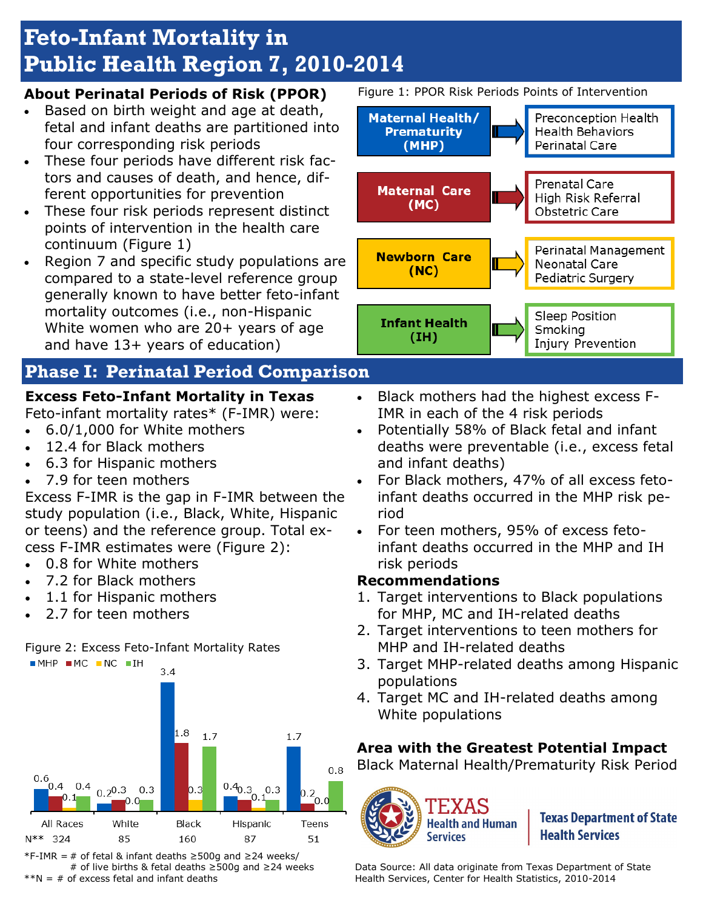# Feto-Infant Mortality in Public Health Region 7, 2010-2014

### About Perinatal Periods of Risk (PPOR)

- Based on birth weight and age at death, fetal and infant deaths are partitioned into four corresponding risk periods
- These four periods have different risk factors and causes of death, and hence, different opportunities for prevention
- These four risk periods represent distinct points of intervention in the health care continuum (Figure 1)
- Region 7 and specific study populations are compared to a state-level reference group generally known to have better feto-infant mortality outcomes (i.e., non-Hispanic White women who are 20+ years of age and have 13+ years of education)

Figure 1: PPOR Risk Periods Points of Intervention

Maternal Health/ Prematurity (MHP) → Preconception Health, Health Behaviors, Perinatal Care

Maternal Care (MC) → Prenatal Care, High Risk Referral, Obstetric Care

Newborn Care (NC) → Perinatal Management, Neonatal Care, Pediatric Surgery

Infant Health (IH) → Sleep Position, Smoking, Injury Prevention

## Phase I: Perinatal Period Comparison

### Excess Feto-Infant Mortality in Texas

Feto-infant mortality rates* (F-IMR) were:

- 6.0/1,000 for White mothers
- 12.4 for Black mothers
- 6.3 for Hispanic mothers
- 7.9 for teen mothers

Excess F-IMR is the gap in F-IMR between the study population (i.e., Black, White, Hispanic or teens) and the reference group. Total excess F-IMR estimates were (Figure 2):

- 0.8 for White mothers
- 7.2 for Black mothers
- 1.1 for Hispanic mothers
- 2.7 for teen mothers

Figure 2: Excess Feto-Infant Mortality Rates

MHP, MC, NC, IH

All Races: 0.6, 0.4, 0.1, 0.4

White: 0.2, 0.3, 0.0, 0.3

Black: 3.4, 1.8, 0.3, 1.7

Hispanic: 0.4, 0.3, 0.1, 0.3

Teens: 1.7, 0.2, 0.0, 0.8

N** 324, 85, 160, 87, 51

*F-IMR = # of fetal & infant deaths ≥500g and ≥24 weeks/ # of live births & fetal deaths ≥500g and ≥24 weeks

**N = # of excess fetal and infant deaths

- Black mothers had the highest excess F-IMR in each of the 4 risk periods
- Potentially 58% of Black fetal and infant deaths were preventable (i.e., excess fetal and infant deaths)
- For Black mothers, 47% of all excess feto-infant deaths occurred in the MHP risk period
- For teen mothers, 95% of excess feto-infant deaths occurred in the MHP and IH risk periods

### Recommendations

1. Target interventions to Black populations for MHP, MC and IH-related deaths
2. Target interventions to teen mothers for MHP and IH-related deaths
3. Target MHP-related deaths among Hispanic populations
4. Target MC and IH-related deaths among White populations

### Area with the Greatest Potential Impact

Black Maternal Health/Prematurity Risk Period

Texas Health and Human Services | Texas Department of State Health Services

Data Source: All data originate from Texas Department of State Health Services, Center for Health Statistics, 2010-2014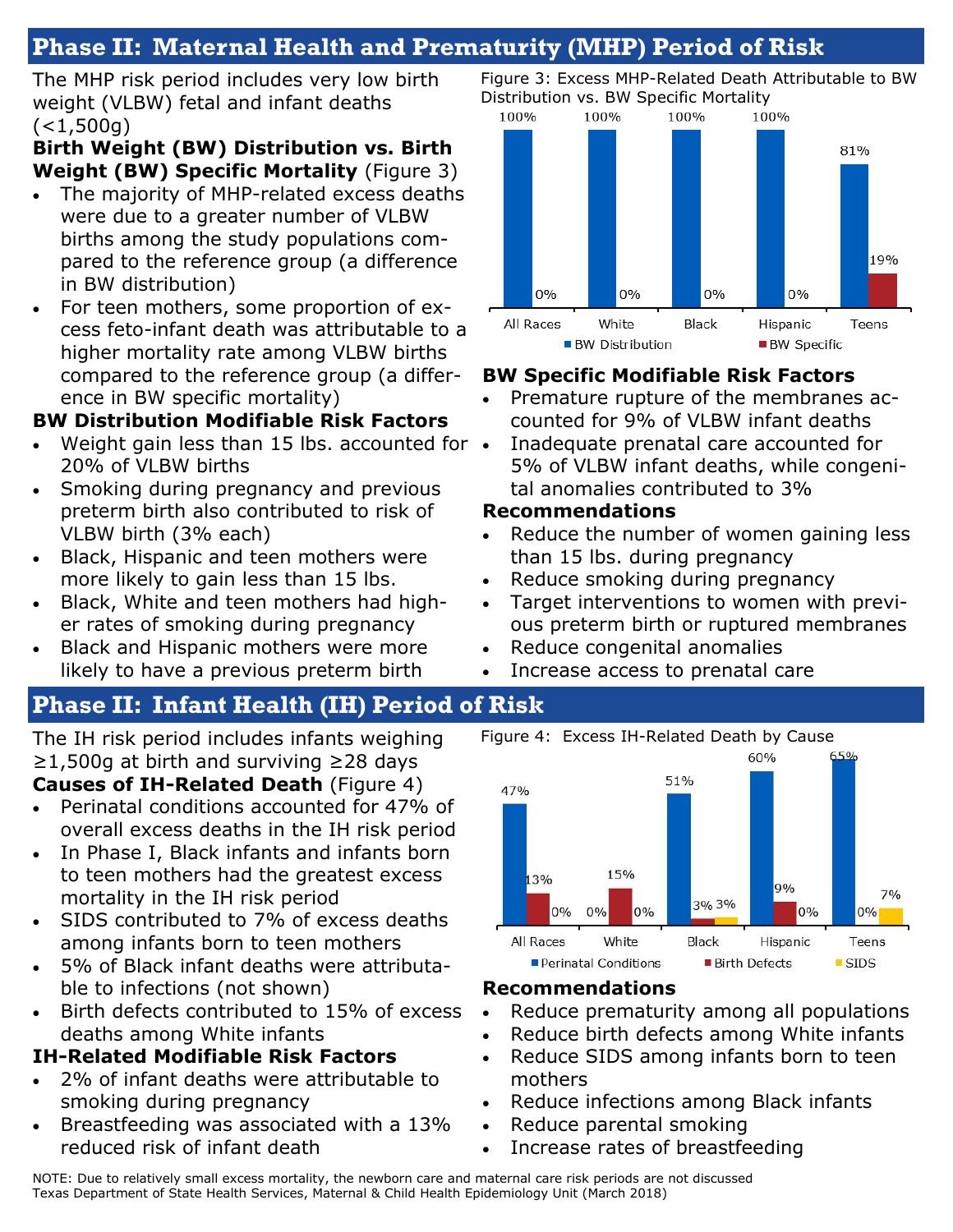## Phase II: Maternal Health and Prematurity (MHP) Period of Risk

The MHP risk period includes very low birth weight (VLBW) fetal and infant deaths (<1,500g)

**Birth Weight (BW) Distribution vs. Birth Weight (BW) Specific Mortality** (Figure 3)

- The majority of MHP-related excess deaths were due to a greater number of VLBW births among the study populations compared to the reference group (a difference in BW distribution)
- For teen mothers, some proportion of excess feto-infant death was attributable to a higher mortality rate among VLBW births compared to the reference group (a difference in BW specific mortality)

**BW Distribution Modifiable Risk Factors**

- Weight gain less than 15 lbs. accounted for 20% of VLBW births
- Smoking during pregnancy and previous preterm birth also contributed to risk of VLBW birth (3% each)
- Black, Hispanic and teen mothers were more likely to gain less than 15 lbs.
- Black, White and teen mothers had higher rates of smoking during pregnancy
- Black and Hispanic mothers were more likely to have a previous preterm birth

Figure 3: Excess MHP-Related Death Attributable to BW Distribution vs. BW Specific Mortality

All Races: 100%, 0%
White: 100%, 0%
Black: 100%, 0%
Hispanic: 100%, 0%
Teens: 81%, 19%

BW Distribution | BW Specific

**BW Specific Modifiable Risk Factors**

- Premature rupture of the membranes accounted for 9% of VLBW infant deaths
- Inadequate prenatal care accounted for 5% of VLBW infant deaths, while congenital anomalies contributed to 3%

**Recommendations**

- Reduce the number of women gaining less than 15 lbs. during pregnancy
- Reduce smoking during pregnancy
- Target interventions to women with previous preterm birth or ruptured membranes
- Reduce congenital anomalies
- Increase access to prenatal care

## Phase II: Infant Health (IH) Period of Risk

The IH risk period includes infants weighing ≥1,500g at birth and surviving ≥28 days

**Causes of IH-Related Death** (Figure 4)

- Perinatal conditions accounted for 47% of overall excess deaths in the IH risk period
- In Phase I, Black infants and infants born to teen mothers had the greatest excess mortality in the IH risk period
- SIDS contributed to 7% of excess deaths among infants born to teen mothers
- 5% of Black infant deaths were attributable to infections (not shown)
- Birth defects contributed to 15% of excess deaths among White infants

**IH-Related Modifiable Risk Factors**

- 2% of infant deaths were attributable to smoking during pregnancy
- Breastfeeding was associated with a 13% reduced risk of infant death

Figure 4: Excess IH-Related Death by Cause

All Races: 47%, 13%, 0%
White: 0%, 15%, 0%
Black: 51%, 3%, 3%
Hispanic: 60%, 9%, 0%
Teens: 65%, 0%, 7%

Perinatal Conditions | Birth Defects | SIDS

**Recommendations**

- Reduce prematurity among all populations
- Reduce birth defects among White infants
- Reduce SIDS among infants born to teen mothers
- Reduce infections among Black infants
- Reduce parental smoking
- Increase rates of breastfeeding

NOTE: Due to relatively small excess mortality, the newborn care and maternal care risk periods are not discussed

Texas Department of State Health Services, Maternal & Child Health Epidemiology Unit (March 2018)